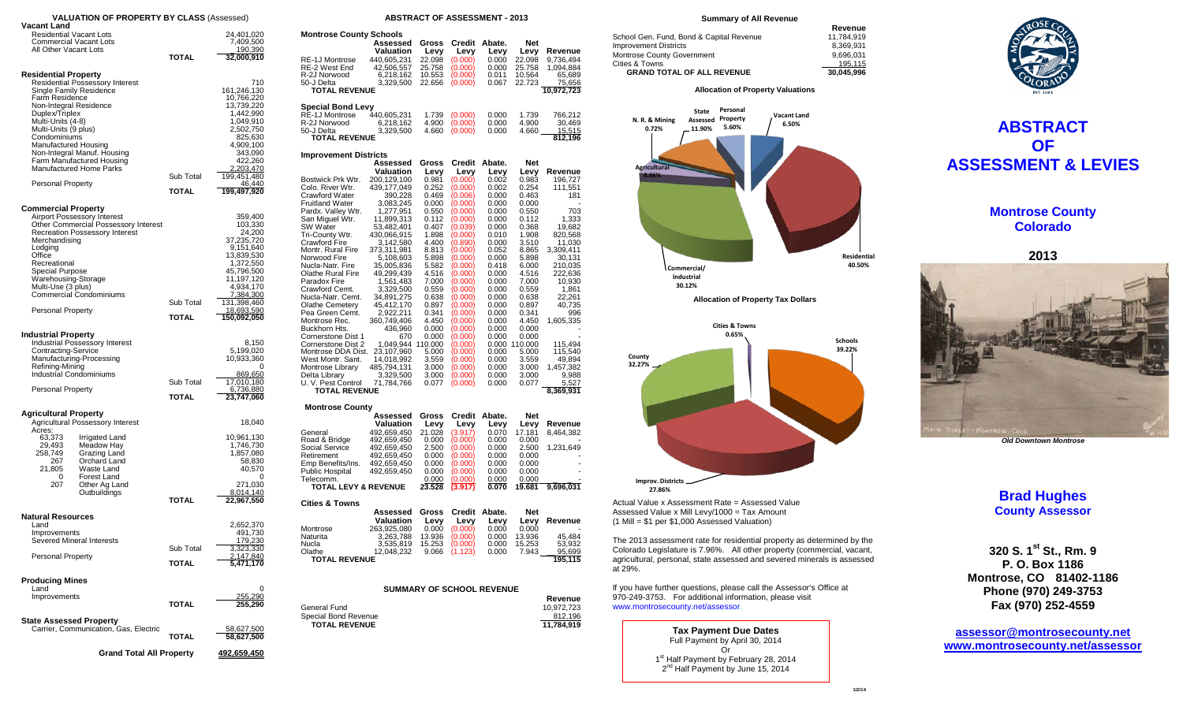## VALUATION OF PROPERTY BY CLASS (Assessed)

### Vacant Land

| | | |
|---|---|---|
| Residential Vacant Lots | | 24,401,020 |
| Commercial Vacant Lots | | 7,409,500 |
| All Other Vacant Lots | | 190,390 |
| | **TOTAL** | 32,000,910 |

### Residential Property

| | | |
|---|---|---|
| Residential Possessory Interest | | 710 |
| Single Family Residence | | 161,246,130 |
| Farm Residence | | 10,766,220 |
| Non-Integral Residence | | 13,739,220 |
| Duplex/Triplex | | 1,442,990 |
| Multi-Units (4-8) | | 1,049,910 |
| Multi-Units (9 plus) | | 2,502,750 |
| Condominiums | | 825,630 |
| Manufactured Housing | | 4,909,100 |
| Non-Integral Manuf. Housing | | 343,090 |
| Farm Manufactured Housing | | 422,260 |
| Manufactured Home Parks | | 2,203,470 |
| | Sub Total | 199,451,480 |
| Personal Property | | 46,440 |
| | **TOTAL** | 199,497,920 |

### Commercial Property

| | | |
|---|---|---|
| Airport Possessory Interest | | 359,400 |
| Other Commercial Possessory Interest | | 103,330 |
| Recreation Possessory Interest | | 24,200 |
| Merchandising | | 37,235,720 |
| Lodging | | 9,151,640 |
| Office | | 13,839,530 |
| Recreational | | 1,372,550 |
| Special Purpose | | 45,796,500 |
| Warehousing-Storage | | 11,197,120 |
| Multi-Use (3 plus) | | 4,934,170 |
| Commercial Condominiums | | 7,384,300 |
| | Sub Total | 131,398,460 |
| Personal Property | | 18,693,590 |
| | **TOTAL** | 150,092,050 |

### Industrial Property

| | | |
|---|---|---|
| Industrial Possessory Interest | | 8,150 |
| Contracting-Service | | 5,199,020 |
| Manufacturing-Processing | | 10,933,360 |
| Refining-Mining | | 0 |
| Industrial Condominiums | | 869,650 |
| | Sub Total | 17,010,180 |
| Personal Property | | 6,736,880 |
| | **TOTAL** | 23,747,060 |

### Agricultural Property

| Acres | | | |
|---|---|---|---|
| | Agricultural Possessory Interest | | 18,040 |
| 63,373 | Irrigated Land | | 10,961,130 |
| 29,493 | Meadow Hay | | 1,746,730 |
| 258,749 | Grazing Land | | 1,857,080 |
| 267 | Orchard Land | | 58,830 |
| 21,805 | Waste Land | | 40,570 |
| 0 | Forest Land | | 0 |
| 207 | Other Ag Land | | 271,030 |
| | Outbuildings | | 8,014,140 |
| | | **TOTAL** | 22,967,550 |

### Natural Resources

| | | |
|---|---|---|
| Land | | 2,652,370 |
| Improvements | | 491,730 |
| Severed Mineral Interests | | 179,230 |
| | Sub Total | 3,323,330 |
| Personal Property | | 2,147,840 |
| | **TOTAL** | 5,471,170 |

### Producing Mines

| | | |
|---|---|---|
| Land | | 0 |
| Improvements | | 255,290 |
| | **TOTAL** | 255,290 |

### State Assessed Property

| | | |
|---|---|---|
| Carrier, Communication, Gas, Electric | | 58,627,500 |
| | **TOTAL** | 58,627,500 |

**Grand Total All Property** **492,659,450**

## ABSTRACT OF ASSESSMENT - 2013

### Montrose County Schools

| | Assessed Valuation | Gross Levy | Credit Levy | Abate. Levy | Net Levy | Revenue |
|---|---|---|---|---|---|---|
| RE-1J Montrose | 440,605,231 | 22.098 | (0.000) | 0.000 | 22.098 | 9,736,494 |
| RE-2 West End | 42,506,557 | 25.758 | (0.000) | 0.000 | 25.758 | 1,094,884 |
| R-2J Norwood | 6,218,162 | 10.553 | (0.000) | 0.011 | 10.564 | 65,689 |
| 50-J Delta | 3,329,500 | 22.656 | (0.000) | 0.067 | 22.723 | 75,656 |
| **TOTAL REVENUE** | | | | | | 10,972,723 |

### Special Bond Levy

| | | | | | | |
|---|---|---|---|---|---|---|
| RE-1J Montrose | 440,605,231 | 1.739 | (0.000) | 0.000 | 1.739 | 766,212 |
| R-2J Norwood | 6,218,162 | 4.900 | (0.000) | 0.000 | 4.900 | 30,469 |
| 50-J Delta | 3,329,500 | 4.660 | (0.000) | 0.000 | 4.660 | 15,515 |
| **TOTAL REVENUE** | | | | | | 812,196 |

### Improvement Districts

| | Assessed Valuation | Gross Levy | Credit Levy | Abate. Levy | Net Levy | Revenue |
|---|---|---|---|---|---|---|
| Bostwick Prk Wtr. | 200,129,100 | 0.981 | (0.000) | 0.002 | 0.983 | 196,727 |
| Colo. River Wtr. | 439,177,049 | 0.252 | (0.000) | 0.002 | 0.254 | 111,551 |
| Crawford Water | 390,228 | 0.469 | (0.006) | 0.000 | 0.463 | 181 |
| Fruitland Water | 3,083,245 | 0.000 | (0.000) | 0.000 | 0.000 | - |
| Pardx. Valley Wtr. | 1,277,951 | 0.550 | (0.000) | 0.000 | 0.550 | 703 |
| San Miguel Wtr. | 11,899,313 | 0.112 | (0.000) | 0.000 | 0.112 | 1,333 |
| SW Water | 53,482,401 | 0.407 | (0.039) | 0.000 | 0.368 | 19,682 |
| Tri-County Wtr. | 430,066,915 | 1.898 | (0.000) | 0.010 | 1.908 | 820,568 |
| Crawford Fire | 3,142,580 | 4.400 | (0.890) | 0.000 | 3.510 | 11,030 |
| Montr. Rural Fire | 373,311,981 | 8.813 | (0.000) | 0.052 | 8.865 | 3,309,411 |
| Norwood Fire | 5,108,603 | 5.898 | (0.000) | 0.000 | 5.898 | 30,131 |
| Nucla-Natr. Fire | 35,005,836 | 5.582 | (0.000) | 0.418 | 6.000 | 210,035 |
| Olathe Rural Fire | 49,299,439 | 4.516 | (0.000) | 0.000 | 4.516 | 222,636 |
| Paradox Fire | 1,561,483 | 7.000 | (0.000) | 0.000 | 7.000 | 10,930 |
| Crawford Cemt. | 3,329,500 | 0.559 | (0.000) | 0.000 | 0.559 | 1,861 |
| Nucla-Natr. Cemt. | 34,891,275 | 0.638 | (0.000) | 0.000 | 0.638 | 22,261 |
| Olathe Cemetery | 45,412,170 | 0.897 | (0.000) | 0.000 | 0.897 | 40,735 |
| Pea Green Cemt. | 2,922,211 | 0.341 | (0.000) | 0.000 | 0.341 | 996 |
| Montrose Rec. | 360,749,406 | 4.450 | (0.000) | 0.000 | 4.450 | 1,605,335 |
| Buckhorn Hts. | 436,960 | 0.000 | (0.000) | 0.000 | 0.000 | - |
| Cornerstone Dist 1 | 670 | 0.000 | (0.000) | 0.000 | 0.000 | - |
| Cornerstone Dist 2 | 1,049,944 | 110.000 | (0.000) | 0.000 | 110.000 | 115,494 |
| Montrose DDA Dist. | 23,107,960 | 5.000 | (0.000) | 0.000 | 5.000 | 115,540 |
| West Montr. Sant. | 14,018,992 | 3.559 | (0.000) | 0.000 | 3.559 | 49,894 |
| Montrose Library | 485,794,131 | 3.000 | (0.000) | 0.000 | 3.000 | 1,457,382 |
| Delta Library | 3,329,500 | 3.000 | (0.000) | 0.000 | 3.000 | 9,988 |
| U. V. Pest Control | 71,784,766 | 0.077 | (0.000) | 0.000 | 0.077 | 5,527 |
| **TOTAL REVENUE** | | | | | | 8,369,931 |

### Montrose County

| | Assessed Valuation | Gross Levy | Credit Levy | Abate. Levy | Net Levy | Revenue |
|---|---|---|---|---|---|---|
| General | 492,659,450 | 21.028 | (3.917) | 0.070 | 17.181 | 8,464,382 |
| Road & Bridge | 492,659,450 | 0.000 | (0.000) | 0.000 | 0.000 | - |
| Social Service | 492,659,450 | 2.500 | (0.000) | 0.000 | 2.500 | 1,231,649 |
| Retirement | 492,659,450 | 0.000 | (0.000) | 0.000 | 0.000 | - |
| Emp Benefits/Ins. | 492,659,450 | 0.000 | (0.000) | 0.000 | 0.000 | - |
| Public Hospital | 492,659,450 | 0.000 | (0.000) | 0.000 | 0.000 | - |
| Telecomm. | | 0.000 | (0.000) | 0.000 | 0.000 | - |
| **TOTAL LEVY & REVENUE** | | 23.528 | (3.917) | 0.070 | 19.681 | 9,696,031 |

### Cities & Towns

| | Assessed Valuation | Gross Levy | Credit Levy | Abate. Levy | Net Levy | Revenue |
|---|---|---|---|---|---|---|
| Montrose | 263,925,080 | 0.000 | (0.000) | 0.000 | 0.000 | - |
| Naturita | 3,263,788 | 13.936 | (0.000) | 0.000 | 13.936 | 45,484 |
| Nucla | 3,535,819 | 15.253 | (0.000) | 0.000 | 15.253 | 53,932 |
| Olathe | 12,048,232 | 9.066 | (1.123) | 0.000 | 7.943 | 95,699 |
| **TOTAL REVENUE** | | | | | | 195,115 |

### SUMMARY OF SCHOOL REVENUE

| | Revenue |
|---|---|
| General Fund | 10,972,723 |
| Special Bond Revenue | 812,196 |
| **TOTAL REVENUE** | 11,784,919 |

## Summary of All Revenue

| | Revenue |
|---|---|
| School Gen. Fund, Bond & Capital Revenue | 11,784,919 |
| Improvement Districts | 8,369,931 |
| Montrose County Government | 9,696,031 |
| Cities & Towns | 195,115 |
| **GRAND TOTAL OF ALL REVENUE** | 30,045,996 |

**Allocation of Property Valuations**

N. R. & Mining 0.72%
State Assessed 11.90%
Personal Property 5.60%
Vacant Land 6.50%
Agricultural 4.66%
Residential 40.50%
Commercial/ Industrial 30.12%

**Allocation of Property Tax Dollars**

Cities & Towns 0.65%
Schools 39.22%
County 32.27%
Improv. Districts 27.86%

Actual Value x Assessment Rate = Assessed Value
Assessed Value x Mill Levy/1000 = Tax Amount
(1 Mill = $1 per $1,000 Assessed Valuation)

The 2013 assessment rate for residential property as determined by the Colorado Legislature is 7.96%. All other property (commercial, vacant, agricultural, personal, state assessed and severed minerals is assessed at 29%.

If you have further questions, please call the Assessor's Office at 970-249-3753. For additional information, please visit www.montrosecounty.net/assessor.

**Tax Payment Due Dates**
Full Payment by April 30, 2014
Or
1st Half Payment by February 28, 2014
2nd Half Payment by June 15, 2014

# ABSTRACT OF ASSESSMENT & LEVIES

## Montrose County Colorado

## 2013

*Old Downtown Montrose*

## Brad Hughes
**County Assessor**

**320 S. 1st St., Rm. 9**
**P. O. Box 1186**
**Montrose, CO 81402-1186**
**Phone (970) 249-3753**
**Fax (970) 252-4559**

**assessor@montrosecounty.net**
**www.montrosecounty.net/assessor**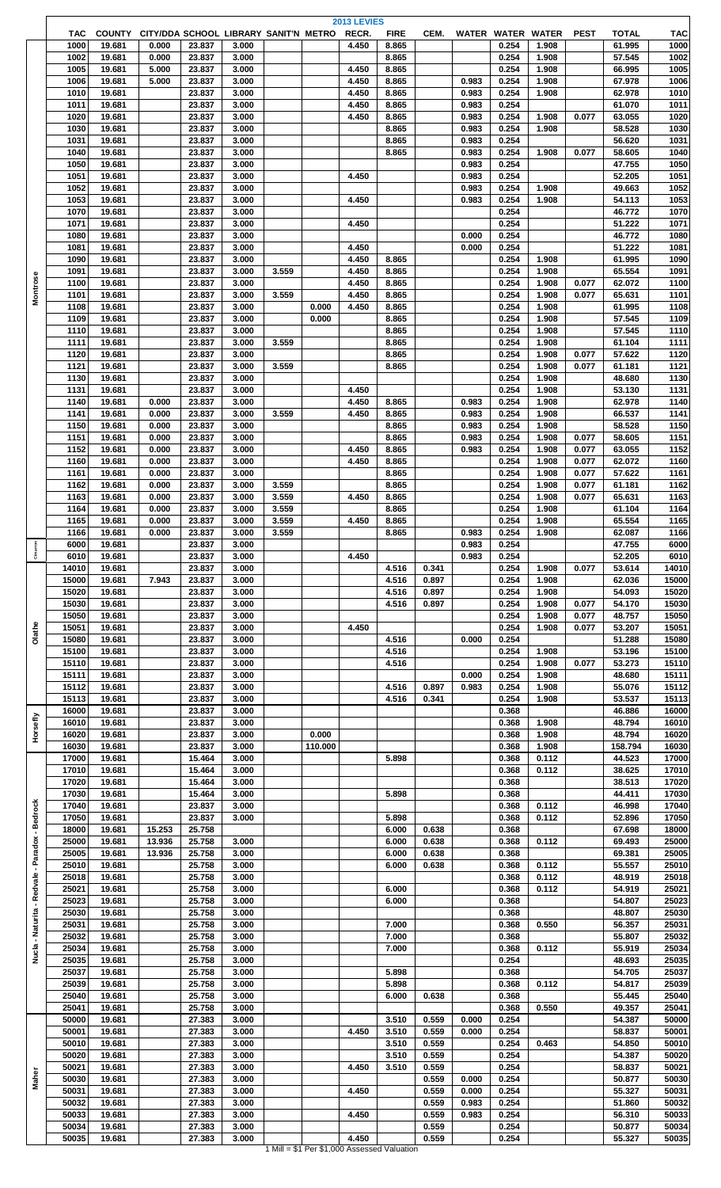# 2013 LEVIES

| | TAC | COUNTY | CITY/DDA | SCHOOL | LIBRARY | SANIT'N | METRO | RECR. | FIRE | CEM. | WATER | WATER | WATER | PEST | TOTAL | TAC |
|---|---|---|---|---|---|---|---|---|---|---|---|---|---|---|---|---|
| Montrose | 1000 | 19.681 | 0.000 | 23.837 | 3.000 | | | 4.450 | 8.865 | | | 0.254 | 1.908 | | 61.995 | 1000 |
| | 1002 | 19.681 | 0.000 | 23.837 | 3.000 | | | | 8.865 | | | 0.254 | 1.908 | | 57.545 | 1002 |
| | 1005 | 19.681 | 5.000 | 23.837 | 3.000 | | | 4.450 | 8.865 | | | 0.254 | 1.908 | | 66.995 | 1005 |
| | 1006 | 19.681 | 5.000 | 23.837 | 3.000 | | | 4.450 | 8.865 | | 0.983 | 0.254 | 1.908 | | 67.978 | 1006 |
| | 1010 | 19.681 | | 23.837 | 3.000 | | | 4.450 | 8.865 | | 0.983 | 0.254 | 1.908 | | 62.978 | 1010 |
| | 1011 | 19.681 | | 23.837 | 3.000 | | | 4.450 | 8.865 | | 0.983 | 0.254 | | | 61.070 | 1011 |
| | 1020 | 19.681 | | 23.837 | 3.000 | | | 4.450 | 8.865 | | 0.983 | 0.254 | 1.908 | 0.077 | 63.055 | 1020 |
| | 1030 | 19.681 | | 23.837 | 3.000 | | | | 8.865 | | 0.983 | 0.254 | 1.908 | | 58.528 | 1030 |
| | 1031 | 19.681 | | 23.837 | 3.000 | | | | 8.865 | | 0.983 | 0.254 | | | 56.620 | 1031 |
| | 1040 | 19.681 | | 23.837 | 3.000 | | | | 8.865 | | 0.983 | 0.254 | 1.908 | 0.077 | 58.605 | 1040 |
| | 1050 | 19.681 | | 23.837 | 3.000 | | | | | | 0.983 | 0.254 | | | 47.755 | 1050 |
| | 1051 | 19.681 | | 23.837 | 3.000 | | | 4.450 | | | 0.983 | 0.254 | | | 52.205 | 1051 |
| | 1052 | 19.681 | | 23.837 | 3.000 | | | | | | 0.983 | 0.254 | 1.908 | | 49.663 | 1052 |
| | 1053 | 19.681 | | 23.837 | 3.000 | | | 4.450 | | | 0.983 | 0.254 | 1.908 | | 54.113 | 1053 |
| | 1070 | 19.681 | | 23.837 | 3.000 | | | | | | | 0.254 | | | 46.772 | 1070 |
| | 1071 | 19.681 | | 23.837 | 3.000 | | | 4.450 | | | | 0.254 | | | 51.222 | 1071 |
| | 1080 | 19.681 | | 23.837 | 3.000 | | | | | | 0.000 | 0.254 | | | 46.772 | 1080 |
| | 1081 | 19.681 | | 23.837 | 3.000 | | | 4.450 | | | 0.000 | 0.254 | | | 51.222 | 1081 |
| | 1090 | 19.681 | | 23.837 | 3.000 | | | 4.450 | 8.865 | | | 0.254 | 1.908 | | 61.995 | 1090 |
| | 1091 | 19.681 | | 23.837 | 3.000 | 3.559 | | 4.450 | 8.865 | | | 0.254 | 1.908 | | 65.554 | 1091 |
| | 1100 | 19.681 | | 23.837 | 3.000 | | | 4.450 | 8.865 | | | 0.254 | 1.908 | 0.077 | 62.072 | 1100 |
| | 1101 | 19.681 | | 23.837 | 3.000 | 3.559 | | 4.450 | 8.865 | | | 0.254 | 1.908 | 0.077 | 65.631 | 1101 |
| | 1108 | 19.681 | | 23.837 | 3.000 | | 0.000 | 4.450 | 8.865 | | | 0.254 | 1.908 | | 61.995 | 1108 |
| | 1109 | 19.681 | | 23.837 | 3.000 | | 0.000 | | 8.865 | | | 0.254 | 1.908 | | 57.545 | 1109 |
| | 1110 | 19.681 | | 23.837 | 3.000 | | | | 8.865 | | | 0.254 | 1.908 | | 57.545 | 1110 |
| | 1111 | 19.681 | | 23.837 | 3.000 | 3.559 | | | 8.865 | | | 0.254 | 1.908 | | 61.104 | 1111 |
| | 1120 | 19.681 | | 23.837 | 3.000 | | | | 8.865 | | | 0.254 | 1.908 | 0.077 | 57.622 | 1120 |
| | 1121 | 19.681 | | 23.837 | 3.000 | 3.559 | | | 8.865 | | | 0.254 | 1.908 | 0.077 | 61.181 | 1121 |
| | 1130 | 19.681 | | 23.837 | 3.000 | | | | | | | 0.254 | 1.908 | | 48.680 | 1130 |
| | 1131 | 19.681 | | 23.837 | 3.000 | | | 4.450 | | | | 0.254 | 1.908 | | 53.130 | 1131 |
| | 1140 | 19.681 | 0.000 | 23.837 | 3.000 | | | 4.450 | 8.865 | | 0.983 | 0.254 | 1.908 | | 62.978 | 1140 |
| | 1141 | 19.681 | 0.000 | 23.837 | 3.000 | 3.559 | | 4.450 | 8.865 | | 0.983 | 0.254 | 1.908 | | 66.537 | 1141 |
| | 1150 | 19.681 | 0.000 | 23.837 | 3.000 | | | | 8.865 | | 0.983 | 0.254 | 1.908 | | 58.528 | 1150 |
| | 1151 | 19.681 | 0.000 | 23.837 | 3.000 | | | | 8.865 | | 0.983 | 0.254 | 1.908 | 0.077 | 58.605 | 1151 |
| | 1152 | 19.681 | 0.000 | 23.837 | 3.000 | | | 4.450 | 8.865 | | 0.983 | 0.254 | 1.908 | 0.077 | 63.055 | 1152 |
| | 1160 | 19.681 | 0.000 | 23.837 | 3.000 | | | 4.450 | 8.865 | | | 0.254 | 1.908 | 0.077 | 62.072 | 1160 |
| | 1161 | 19.681 | 0.000 | 23.837 | 3.000 | | | | 8.865 | | | 0.254 | 1.908 | 0.077 | 57.622 | 1161 |
| | 1162 | 19.681 | 0.000 | 23.837 | 3.000 | 3.559 | | | 8.865 | | | 0.254 | 1.908 | 0.077 | 61.181 | 1162 |
| | 1163 | 19.681 | 0.000 | 23.837 | 3.000 | 3.559 | | 4.450 | 8.865 | | | 0.254 | 1.908 | 0.077 | 65.631 | 1163 |
| | 1164 | 19.681 | 0.000 | 23.837 | 3.000 | 3.559 | | | 8.865 | | | 0.254 | 1.908 | | 61.104 | 1164 |
| | 1165 | 19.681 | 0.000 | 23.837 | 3.000 | 3.559 | | 4.450 | 8.865 | | | 0.254 | 1.908 | | 65.554 | 1165 |
| | 1166 | 19.681 | 0.000 | 23.837 | 3.000 | 3.559 | | | 8.865 | | 0.983 | 0.254 | 1.908 | | 62.087 | 1166 |
| Cimarron | 6000 | 19.681 | | 23.837 | 3.000 | | | | | | 0.983 | 0.254 | | | 47.755 | 6000 |
| | 6010 | 19.681 | | 23.837 | 3.000 | | | 4.450 | | | 0.983 | 0.254 | | | 52.205 | 6010 |
| | 14010 | 19.681 | | 23.837 | 3.000 | | | | 4.516 | 0.341 | | 0.254 | 1.908 | 0.077 | 53.614 | 14010 |
| Olathe | 15000 | 19.681 | 7.943 | 23.837 | 3.000 | | | | 4.516 | 0.897 | | 0.254 | 1.908 | | 62.036 | 15000 |
| | 15020 | 19.681 | | 23.837 | 3.000 | | | | 4.516 | 0.897 | | 0.254 | 1.908 | | 54.093 | 15020 |
| | 15030 | 19.681 | | 23.837 | 3.000 | | | | 4.516 | 0.897 | | 0.254 | 1.908 | 0.077 | 54.170 | 15030 |
| | 15050 | 19.681 | | 23.837 | 3.000 | | | | | | | 0.254 | 1.908 | 0.077 | 48.757 | 15050 |
| | 15051 | 19.681 | | 23.837 | 3.000 | | | 4.450 | | | | 0.254 | 1.908 | 0.077 | 53.207 | 15051 |
| | 15080 | 19.681 | | 23.837 | 3.000 | | | | 4.516 | | 0.000 | 0.254 | | | 51.288 | 15080 |
| | 15100 | 19.681 | | 23.837 | 3.000 | | | | 4.516 | | | 0.254 | 1.908 | | 53.196 | 15100 |
| | 15110 | 19.681 | | 23.837 | 3.000 | | | | 4.516 | | | 0.254 | 1.908 | 0.077 | 53.273 | 15110 |
| | 15111 | 19.681 | | 23.837 | 3.000 | | | | | | 0.000 | 0.254 | 1.908 | | 48.680 | 15111 |
| | 15112 | 19.681 | | 23.837 | 3.000 | | | | 4.516 | 0.897 | 0.983 | 0.254 | 1.908 | | 55.076 | 15112 |
| | 15113 | 19.681 | | 23.837 | 3.000 | | | | 4.516 | 0.341 | | 0.254 | 1.908 | | 53.537 | 15113 |
| Horsefly | 16000 | 19.681 | | 23.837 | 3.000 | | | | | | | 0.368 | | | 46.886 | 16000 |
| | 16010 | 19.681 | | 23.837 | 3.000 | | | | | | | 0.368 | 1.908 | | 48.794 | 16010 |
| | 16020 | 19.681 | | 23.837 | 3.000 | | 0.000 | | | | | 0.368 | 1.908 | | 48.794 | 16020 |
| | 16030 | 19.681 | | 23.837 | 3.000 | | 110.000 | | | | | 0.368 | 1.908 | | 158.794 | 16030 |
| Nucla - Naturita - Redvale - Paradox - Bedrock | 17000 | 19.681 | | 15.464 | 3.000 | | | | 5.898 | | | 0.368 | 0.112 | | 44.523 | 17000 |
| | 17010 | 19.681 | | 15.464 | 3.000 | | | | | | | 0.368 | 0.112 | | 38.625 | 17010 |
| | 17020 | 19.681 | | 15.464 | 3.000 | | | | | | | 0.368 | | | 38.513 | 17020 |
| | 17030 | 19.681 | | 15.464 | 3.000 | | | | 5.898 | | | 0.368 | | | 44.411 | 17030 |
| | 17040 | 19.681 | | 23.837 | 3.000 | | | | | | | 0.368 | 0.112 | | 46.998 | 17040 |
| | 17050 | 19.681 | | 23.837 | 3.000 | | | | 5.898 | | | 0.368 | 0.112 | | 52.896 | 17050 |
| | 18000 | 19.681 | 15.253 | 25.758 | | | | | 6.000 | 0.638 | | 0.368 | | | 67.698 | 18000 |
| | 25000 | 19.681 | 13.936 | 25.758 | 3.000 | | | | 6.000 | 0.638 | | 0.368 | 0.112 | | 69.493 | 25000 |
| | 25005 | 19.681 | 13.936 | 25.758 | 3.000 | | | | 6.000 | 0.638 | | 0.368 | | | 69.381 | 25005 |
| | 25010 | 19.681 | | 25.758 | 3.000 | | | | 6.000 | 0.638 | | 0.368 | 0.112 | | 55.557 | 25010 |
| | 25018 | 19.681 | | 25.758 | 3.000 | | | | | | | 0.368 | 0.112 | | 48.919 | 25018 |
| | 25021 | 19.681 | | 25.758 | 3.000 | | | | 6.000 | | | 0.368 | 0.112 | | 54.919 | 25021 |
| | 25023 | 19.681 | | 25.758 | 3.000 | | | | 6.000 | | | 0.368 | | | 54.807 | 25023 |
| | 25030 | 19.681 | | 25.758 | 3.000 | | | | | | | 0.368 | | | 48.807 | 25030 |
| | 25031 | 19.681 | | 25.758 | 3.000 | | | | 7.000 | | | 0.368 | 0.550 | | 56.357 | 25031 |
| | 25032 | 19.681 | | 25.758 | 3.000 | | | | 7.000 | | | 0.368 | | | 55.807 | 25032 |
| | 25034 | 19.681 | | 25.758 | 3.000 | | | | 7.000 | | | 0.368 | 0.112 | | 55.919 | 25034 |
| | 25035 | 19.681 | | 25.758 | 3.000 | | | | | | | 0.254 | | | 48.693 | 25035 |
| | 25037 | 19.681 | | 25.758 | 3.000 | | | | 5.898 | | | 0.368 | | | 54.705 | 25037 |
| | 25039 | 19.681 | | 25.758 | 3.000 | | | | 5.898 | | | 0.368 | 0.112 | | 54.817 | 25039 |
| | 25040 | 19.681 | | 25.758 | 3.000 | | | | 6.000 | 0.638 | | 0.368 | | | 55.445 | 25040 |
| | 25041 | 19.681 | | 25.758 | 3.000 | | | | | | | 0.368 | 0.550 | | 49.357 | 25041 |
| Maher | 50000 | 19.681 | | 27.383 | 3.000 | | | | 3.510 | 0.559 | 0.000 | 0.254 | | | 54.387 | 50000 |
| | 50001 | 19.681 | | 27.383 | 3.000 | | | 4.450 | 3.510 | 0.559 | 0.000 | 0.254 | | | 58.837 | 50001 |
| | 50010 | 19.681 | | 27.383 | 3.000 | | | | 3.510 | 0.559 | | 0.254 | 0.463 | | 54.850 | 50010 |
| | 50020 | 19.681 | | 27.383 | 3.000 | | | | 3.510 | 0.559 | | 0.254 | | | 54.387 | 50020 |
| | 50021 | 19.681 | | 27.383 | 3.000 | | | 4.450 | 3.510 | 0.559 | | 0.254 | | | 58.837 | 50021 |
| | 50030 | 19.681 | | 27.383 | 3.000 | | | | | 0.559 | 0.000 | 0.254 | | | 50.877 | 50030 |
| | 50031 | 19.681 | | 27.383 | 3.000 | | | 4.450 | | 0.559 | 0.000 | 0.254 | | | 55.327 | 50031 |
| | 50032 | 19.681 | | 27.383 | 3.000 | | | | | 0.559 | 0.983 | 0.254 | | | 51.860 | 50032 |
| | 50033 | 19.681 | | 27.383 | 3.000 | | | 4.450 | | 0.559 | 0.983 | 0.254 | | | 56.310 | 50033 |
| | 50034 | 19.681 | | 27.383 | 3.000 | | | | | 0.559 | | 0.254 | | | 50.877 | 50034 |
| | 50035 | 19.681 | | 27.383 | 3.000 | | | 4.450 | | 0.559 | | 0.254 | | | 55.327 | 50035 |

1 Mill = $1 Per $1,000 Assessed Valuation